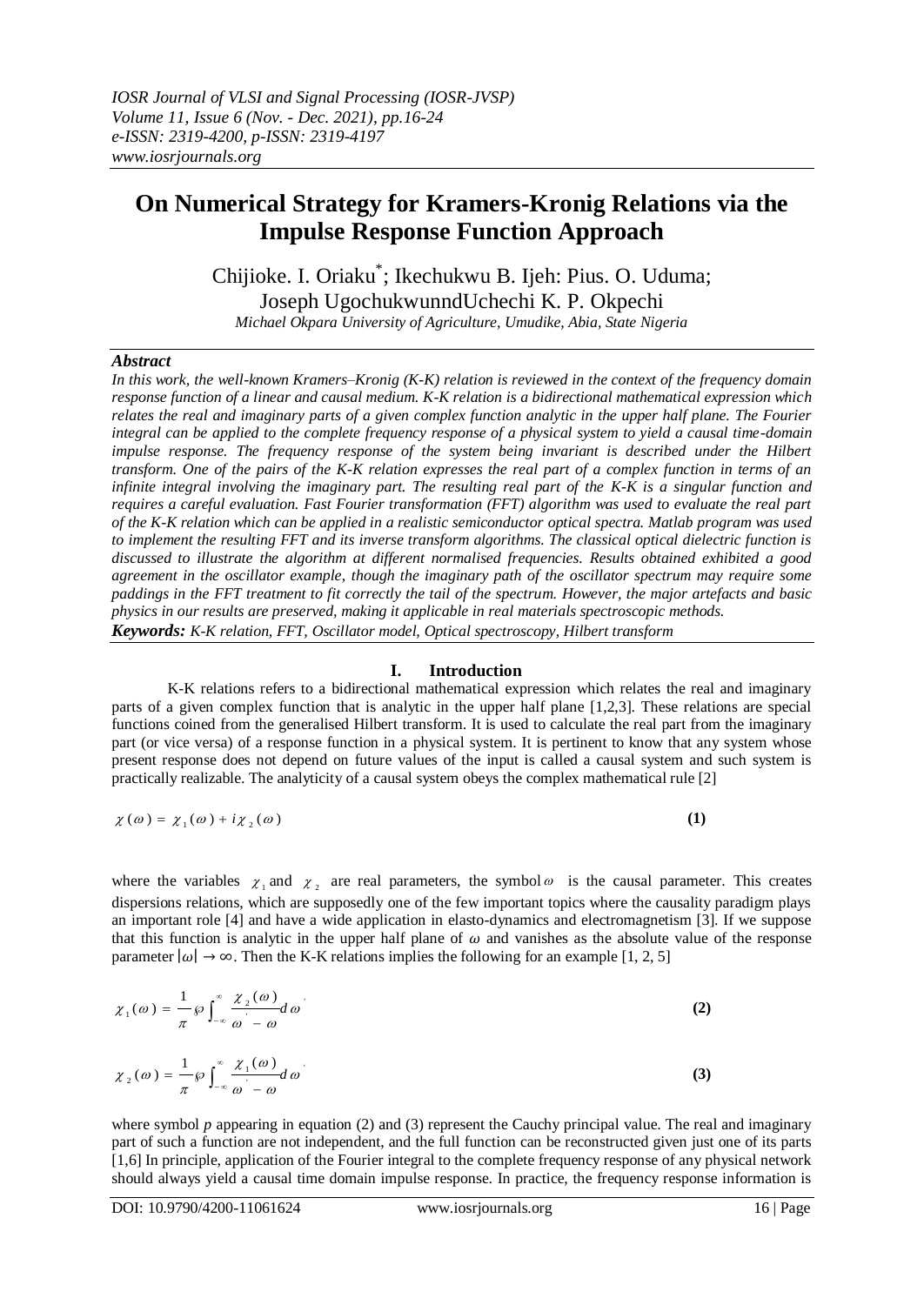*IOSR Journal of VLSI and Signal Processing (IOSR-JVSP)*
*Volume 11, Issue 6 (Nov. - Dec. 2021), pp.16-24*
*e-ISSN: 2319-4200, p-ISSN: 2319-4197*
*www.iosrjournals.org*

# On Numerical Strategy for Kramers-Kronig Relations via the Impulse Response Function Approach

Chijioke. I. Oriaku[*]; Ikechukwu B. Ijeh: Pius. O. Uduma; Joseph UgochukwunndUchechi K. P. Okpechi

*Michael Okpara University of Agriculture, Umudike, Abia, State Nigeria*

***Abstract***

*In this work, the well-known Kramers–Kronig (K-K) relation is reviewed in the context of the frequency domain response function of a linear and causal medium. K-K relation is a bidirectional mathematical expression which relates the real and imaginary parts of a given complex function analytic in the upper half plane. The Fourier integral can be applied to the complete frequency response of a physical system to yield a causal time-domain impulse response. The frequency response of the system being invariant is described under the Hilbert transform. One of the pairs of the K-K relation expresses the real part of a complex function in terms of an infinite integral involving the imaginary part. The resulting real part of the K-K is a singular function and requires a careful evaluation. Fast Fourier transformation (FFT) algorithm was used to evaluate the real part of the K-K relation which can be applied in a realistic semiconductor optical spectra. Matlab program was used to implement the resulting FFT and its inverse transform algorithms. The classical optical dielectric function is discussed to illustrate the algorithm at different normalised frequencies. Results obtained exhibited a good agreement in the oscillator example, though the imaginary path of the oscillator spectrum may require some paddings in the FFT treatment to fit correctly the tail of the spectrum. However, the major artefacts and basic physics in our results are preserved, making it applicable in real materials spectroscopic methods.*

***Keywords:*** *K-K relation, FFT, Oscillator model, Optical spectroscopy, Hilbert transform*

## I. Introduction

K-K relations refers to a bidirectional mathematical expression which relates the real and imaginary parts of a given complex function that is analytic in the upper half plane [1,2,3]. These relations are special functions coined from the generalised Hilbert transform. It is used to calculate the real part from the imaginary part (or vice versa) of a response function in a physical system. It is pertinent to know that any system whose present response does not depend on future values of the input is called a causal system and such system is practically realizable. The analyticity of a causal system obeys the complex mathematical rule [2]

$$\chi(\omega) = \chi_1(\omega) + i\chi_2(\omega) \tag{1}$$

where the variables $\chi_1$ and $\chi_2$ are real parameters, the symbol $\omega$ is the causal parameter. This creates dispersions relations, which are supposedly one of the few important topics where the causality paradigm plays an important role [4] and have a wide application in elasto-dynamics and electromagnetism [3]. If we suppose that this function is analytic in the upper half plane of $\omega$ and vanishes as the absolute value of the response parameter $|\omega| \to \infty$. Then the K-K relations implies the following for an example [1, 2, 5]

$$\chi_1(\omega) = \frac{1}{\pi} \wp \int_{-\infty}^{\infty} \frac{\chi_2(\omega)}{\omega' - \omega} d\omega' \tag{2}$$

$$\chi_2(\omega) = \frac{1}{\pi} \wp \int_{-\infty}^{\infty} \frac{\chi_1(\omega)}{\omega' - \omega} d\omega' \tag{3}$$

where symbol *p* appearing in equation (2) and (3) represent the Cauchy principal value. The real and imaginary part of such a function are not independent, and the full function can be reconstructed given just one of its parts [1,6] In principle, application of the Fourier integral to the complete frequency response of any physical network should always yield a causal time domain impulse response. In practice, the frequency response information is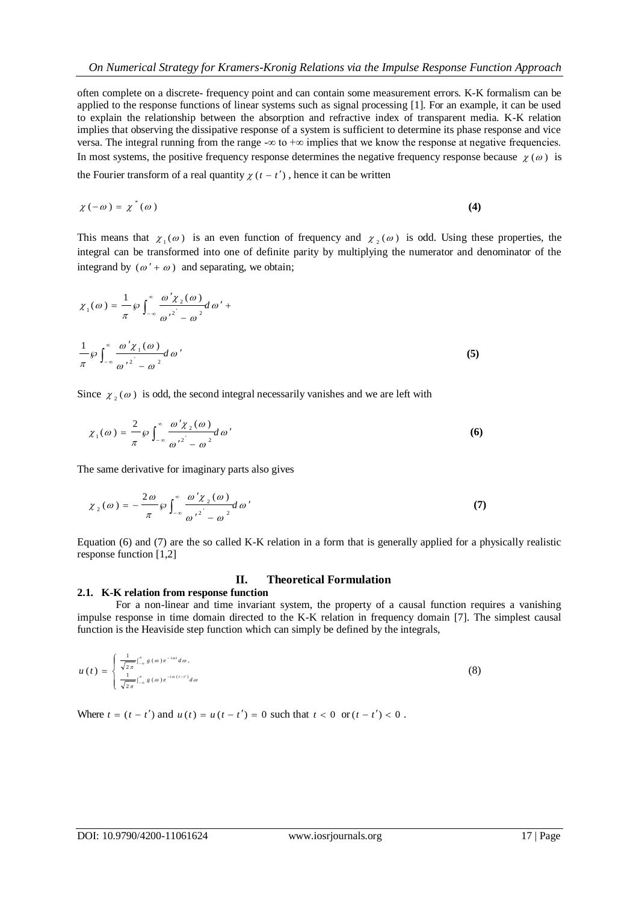often complete on a discrete- frequency point and can contain some measurement errors. K-K formalism can be applied to the response functions of linear systems such as signal processing [1]. For an example, it can be used to explain the relationship between the absorption and refractive index of transparent media. K-K relation implies that observing the dissipative response of a system is sufficient to determine its phase response and vice versa. The integral running from the range -∞ to +∞ implies that we know the response at negative frequencies. In most systems, the positive frequency response determines the negative frequency response because $\chi(\omega)$ is the Fourier transform of a real quantity $\chi(t-t')$, hence it can be written

$$\chi(-\omega) = \chi^{*}(\omega) \tag{4}$$

This means that $\chi_1(\omega)$ is an even function of frequency and $\chi_2(\omega)$ is odd. Using these properties, the integral can be transformed into one of definite parity by multiplying the numerator and denominator of the integrand by $(\omega' + \omega)$ and separating, we obtain;

$$\chi_1(\omega) = \frac{1}{\pi} \wp \int_{-\infty}^{\infty} \frac{\omega' \chi_2(\omega)}{\omega'^{2} - \omega^{2}} d\omega' +$$

$$\frac{1}{\pi} \wp \int_{-\infty}^{\infty} \frac{\omega' \chi_1(\omega)}{\omega'^{2} - \omega^{2}} d\omega' \tag{5}$$

Since $\chi_2(\omega)$ is odd, the second integral necessarily vanishes and we are left with

$$\chi_1(\omega) = \frac{2}{\pi} \wp \int_{-\infty}^{\infty} \frac{\omega' \chi_2(\omega)}{\omega'^{2} - \omega^{2}} d\omega' \tag{6}$$

The same derivative for imaginary parts also gives

$$\chi_2(\omega) = -\frac{2\omega}{\pi} \wp \int_{-\infty}^{\infty} \frac{\omega' \chi_2(\omega)}{\omega'^{2} - \omega^{2}} d\omega' \tag{7}$$

Equation (6) and (7) are the so called K-K relation in a form that is generally applied for a physically realistic response function [1,2]

## II. Theoretical Formulation

### 2.1. K-K relation from response function

For a non-linear and time invariant system, the property of a causal function requires a vanishing impulse response in time domain directed to the K-K relation in frequency domain [7]. The simplest causal function is the Heaviside step function which can simply be defined by the integrals,

$$u(t) = \begin{cases} \frac{1}{\sqrt{2\pi}} \int_{-\infty}^{\infty} g(\omega) e^{-i\omega t} d\omega, \\ \frac{1}{\sqrt{2\pi}} \int_{-\infty}^{\infty} g(\omega) e^{-i\omega(t-t')} d\omega \end{cases} \tag{8}$$

Where $t = (t - t')$ and $u(t) = u(t - t') = 0$ such that $t < 0$ or $(t - t') < 0$ .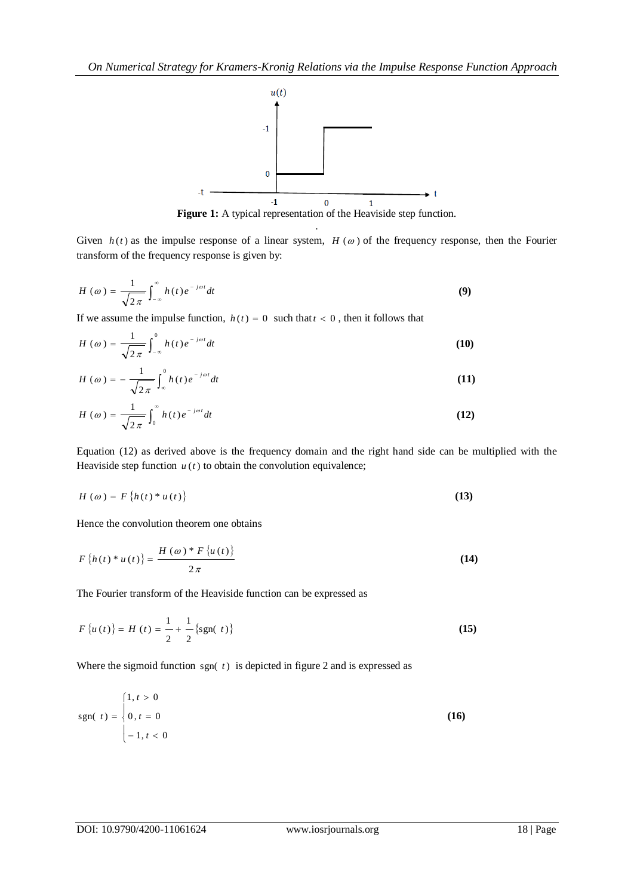**Figure 1:** A typical representation of the Heaviside step function.

Given $h(t)$ as the impulse response of a linear system, $H(\omega)$ of the frequency response, then the Fourier transform of the frequency response is given by:

$$H(\omega) = \frac{1}{\sqrt{2\pi}} \int_{-\infty}^{\infty} h(t) e^{-j\omega t} dt \tag{9}$$

If we assume the impulse function, $h(t) = 0$ such that $t < 0$, then it follows that

$$H(\omega) = \frac{1}{\sqrt{2\pi}} \int_{-\infty}^{0} h(t) e^{-j\omega t} dt \tag{10}$$

$$H(\omega) = -\frac{1}{\sqrt{2\pi}} \int_{\infty}^{0} h(t) e^{-j\omega t} dt \tag{11}$$

$$H(\omega) = \frac{1}{\sqrt{2\pi}} \int_{0}^{\infty} h(t) e^{-j\omega t} dt \tag{12}$$

Equation (12) as derived above is the frequency domain and the right hand side can be multiplied with the Heaviside step function $u(t)$ to obtain the convolution equivalence;

$$H(\omega) = F\{h(t) * u(t)\} \tag{13}$$

Hence the convolution theorem one obtains

$$F\{h(t) * u(t)\} = \frac{H(\omega) * F\{u(t)\}}{2\pi} \tag{14}$$

The Fourier transform of the Heaviside function can be expressed as

$$F\{u(t)\} = H(t) = \frac{1}{2} + \frac{1}{2}\{\text{sgn}(t)\} \tag{15}$$

Where the sigmoid function $\text{sgn}(t)$ is depicted in figure 2 and is expressed as

$$\text{sgn}(t) = \begin{cases} 1, t > 0 \\ 0, t = 0 \\ -1, t < 0 \end{cases} \tag{16}$$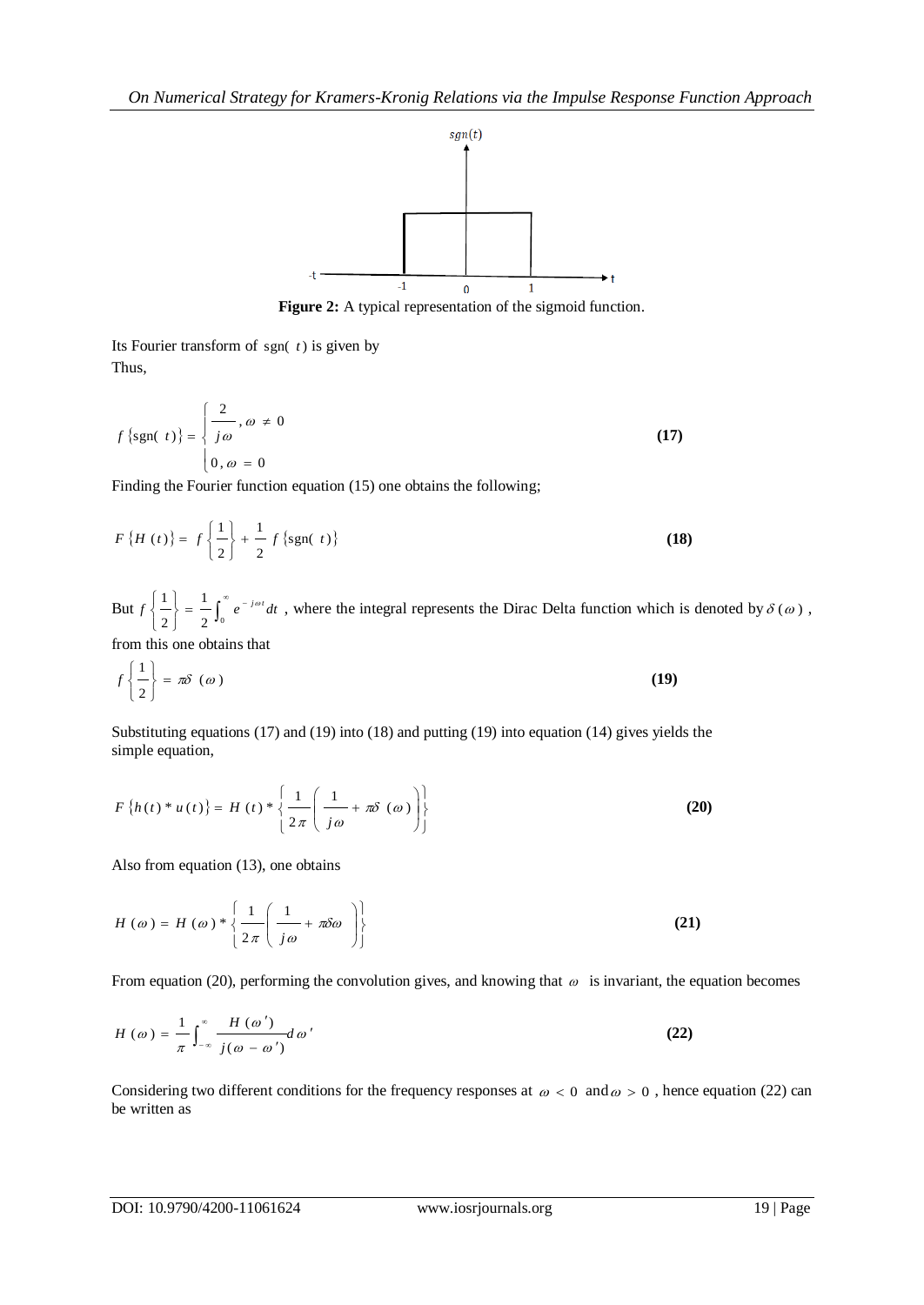**Figure 2:** A typical representation of the sigmoid function.

Its Fourier transform of $\text{sgn}(t)$ is given by
Thus,

$$f\{\text{sgn}(t)\} = \begin{cases} \dfrac{2}{j\omega}, \omega \neq 0 \\ 0, \omega = 0 \end{cases} \quad \textbf{(17)}$$

Finding the Fourier function equation (15) one obtains the following;

$$F\{H(t)\} = f\left\{\frac{1}{2}\right\} + \frac{1}{2} f\{\text{sgn}(t)\} \quad \textbf{(18)}$$

But $f\left\{\frac{1}{2}\right\} = \frac{1}{2}\int_0^{\infty} e^{-j\omega t} dt$ , where the integral represents the Dirac Delta function which is denoted by $\delta(\omega)$ , from this one obtains that

$$f\left\{\frac{1}{2}\right\} = \pi\delta(\omega) \quad \textbf{(19)}$$

Substituting equations (17) and (19) into (18) and putting (19) into equation (14) gives yields the simple equation,

$$F\{h(t) * u(t)\} = H(t) * \left\{\frac{1}{2\pi}\left(\frac{1}{j\omega} + \pi\delta(\omega)\right)\right\} \quad \textbf{(20)}$$

Also from equation (13), one obtains

$$H(\omega) = H(\omega) * \left\{\frac{1}{2\pi}\left(\frac{1}{j\omega} + \pi\delta\omega\right)\right\} \quad \textbf{(21)}$$

From equation (20), performing the convolution gives, and knowing that $\omega$ is invariant, the equation becomes

$$H(\omega) = \frac{1}{\pi}\int_{-\infty}^{\infty} \frac{H(\omega')}{j(\omega - \omega')} d\omega' \quad \textbf{(22)}$$

Considering two different conditions for the frequency responses at $\omega < 0$ and $\omega > 0$ , hence equation (22) can be written as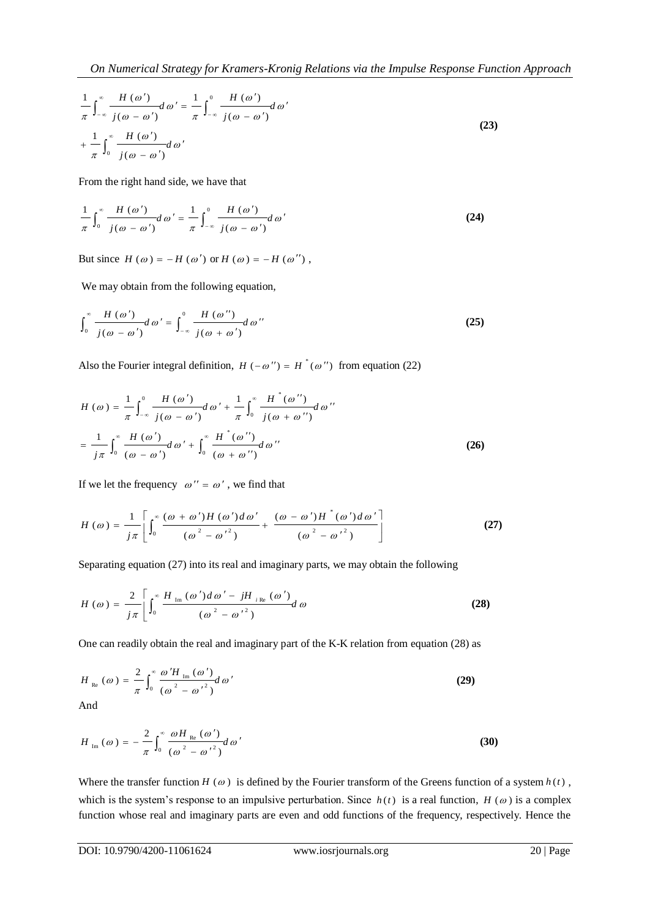$$\frac{1}{\pi}\int_{-\infty}^{\infty}\frac{H(\omega')}{j(\omega-\omega')}d\omega' = \frac{1}{\pi}\int_{-\infty}^{0}\frac{H(\omega')}{j(\omega-\omega')}d\omega' + \frac{1}{\pi}\int_{0}^{\infty}\frac{H(\omega')}{j(\omega-\omega')}d\omega' \tag{23}$$

From the right hand side, we have that

$$\frac{1}{\pi}\int_{0}^{\infty}\frac{H(\omega')}{j(\omega-\omega')}d\omega' = \frac{1}{\pi}\int_{-\infty}^{0}\frac{H(\omega')}{j(\omega-\omega')}d\omega' \tag{24}$$

But since $H(\omega) = -H(\omega')$ or $H(\omega) = -H(\omega'')$ ,

We may obtain from the following equation,

$$\int_{0}^{\infty}\frac{H(\omega')}{j(\omega-\omega')}d\omega' = \int_{-\infty}^{0}\frac{H(\omega'')}{j(\omega+\omega')}d\omega'' \tag{25}$$

Also the Fourier integral definition, $H(-\omega'') = H^{*}(\omega'')$ from equation (22)

$$H(\omega) = \frac{1}{\pi}\int_{-\infty}^{0}\frac{H(\omega')}{j(\omega-\omega')}d\omega' + \frac{1}{\pi}\int_{0}^{\infty}\frac{H^{*}(\omega'')}{j(\omega+\omega'')}d\omega''$$

$$= \frac{1}{j\pi}\int_{0}^{\infty}\frac{H(\omega')}{(\omega-\omega')}d\omega' + \int_{0}^{\infty}\frac{H^{*}(\omega'')}{(\omega+\omega'')}d\omega'' \tag{26}$$

If we let the frequency $\omega'' = \omega'$ , we find that

$$H(\omega) = \frac{1}{j\pi}\left[\int_{0}^{\infty}\frac{(\omega+\omega')H(\omega')d\omega'}{(\omega^{2}-\omega'^{2})} + \frac{(\omega-\omega')H^{*}(\omega')d\omega'}{(\omega^{2}-\omega'^{2})}\right] \tag{27}$$

Separating equation (27) into its real and imaginary parts, we may obtain the following

$$H(\omega) = \frac{2}{j\pi}\left[\int_{0}^{\infty}\frac{H_{\text{Im}}(\omega')d\omega' - jH_{i\text{Re}}(\omega')}{(\omega^{2}-\omega'^{2})}d\omega\right. \tag{28}$$

One can readily obtain the real and imaginary part of the K-K relation from equation (28) as

$$H_{\text{Re}}(\omega) = \frac{2}{\pi}\int_{0}^{\infty}\frac{\omega' H_{\text{Im}}(\omega')}{(\omega^{2}-\omega'^{2})}d\omega' \tag{29}$$

And

$$H_{\text{Im}}(\omega) = -\frac{2}{\pi}\int_{0}^{\infty}\frac{\omega H_{\text{Re}}(\omega')}{(\omega^{2}-\omega'^{2})}d\omega' \tag{30}$$

Where the transfer function $H(\omega)$ is defined by the Fourier transform of the Greens function of a system $h(t)$ , which is the system's response to an impulsive perturbation. Since $h(t)$ is a real function, $H(\omega)$ is a complex function whose real and imaginary parts are even and odd functions of the frequency, respectively. Hence the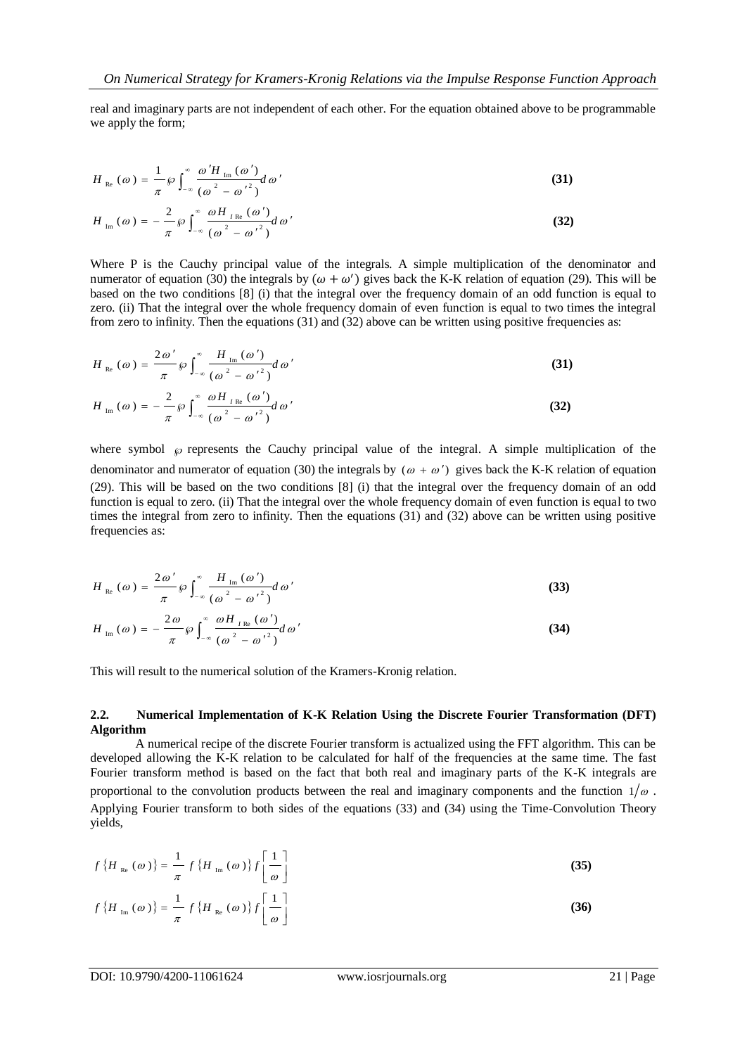real and imaginary parts are not independent of each other. For the equation obtained above to be programmable we apply the form;

$$H_{\text{Re}}(\omega) = \frac{1}{\pi}\wp\int_{-\infty}^{\infty}\frac{\omega' H_{\text{Im}}(\omega')}{(\omega^2 - \omega'^2)}d\omega' \tag{31}$$

$$H_{\text{Im}}(\omega) = -\frac{2}{\pi}\wp\int_{-\infty}^{\infty}\frac{\omega H_{I\,\text{Re}}(\omega')}{(\omega^2 - \omega'^2)}d\omega' \tag{32}$$

Where P is the Cauchy principal value of the integrals. A simple multiplication of the denominator and numerator of equation (30) the integrals by $(\omega + \omega')$ gives back the K-K relation of equation (29). This will be based on the two conditions [8] (i) that the integral over the frequency domain of an odd function is equal to zero. (ii) That the integral over the whole frequency domain of even function is equal to two times the integral from zero to infinity. Then the equations (31) and (32) above can be written using positive frequencies as:

$$H_{\text{Re}}(\omega) = \frac{2\omega'}{\pi}\wp\int_{-\infty}^{\infty}\frac{H_{\text{Im}}(\omega')}{(\omega^2 - \omega'^2)}d\omega' \tag{31}$$

$$H_{\text{Im}}(\omega) = -\frac{2}{\pi}\wp\int_{-\infty}^{\infty}\frac{\omega H_{I\,\text{Re}}(\omega')}{(\omega^2 - \omega'^2)}d\omega' \tag{32}$$

where symbol $\wp$ represents the Cauchy principal value of the integral. A simple multiplication of the denominator and numerator of equation (30) the integrals by $(\omega + \omega')$ gives back the K-K relation of equation (29). This will be based on the two conditions [8] (i) that the integral over the frequency domain of an odd function is equal to zero. (ii) That the integral over the whole frequency domain of even function is equal to two times the integral from zero to infinity. Then the equations (31) and (32) above can be written using positive frequencies as:

$$H_{\text{Re}}(\omega) = \frac{2\omega'}{\pi}\wp\int_{-\infty}^{\infty}\frac{H_{\text{Im}}(\omega')}{(\omega^2 - \omega'^2)}d\omega' \tag{33}$$

$$H_{\text{Im}}(\omega) = -\frac{2\omega}{\pi}\wp\int_{-\infty}^{\infty}\frac{\omega H_{I\,\text{Re}}(\omega')}{(\omega^2 - \omega'^2)}d\omega' \tag{34}$$

This will result to the numerical solution of the Kramers-Kronig relation.

### 2.2. Numerical Implementation of K-K Relation Using the Discrete Fourier Transformation (DFT) Algorithm

A numerical recipe of the discrete Fourier transform is actualized using the FFT algorithm. This can be developed allowing the K-K relation to be calculated for half of the frequencies at the same time. The fast Fourier transform method is based on the fact that both real and imaginary parts of the K-K integrals are proportional to the convolution products between the real and imaginary components and the function $1/\omega$. Applying Fourier transform to both sides of the equations (33) and (34) using the Time-Convolution Theory yields,

$$f\{H_{\text{Re}}(\omega)\} = \frac{1}{\pi}f\{H_{\text{Im}}(\omega)\}f\left[\frac{1}{\omega}\right] \tag{35}$$

$$f\{H_{\text{Im}}(\omega)\} = \frac{1}{\pi}f\{H_{\text{Re}}(\omega)\}f\left[\frac{1}{\omega}\right] \tag{36}$$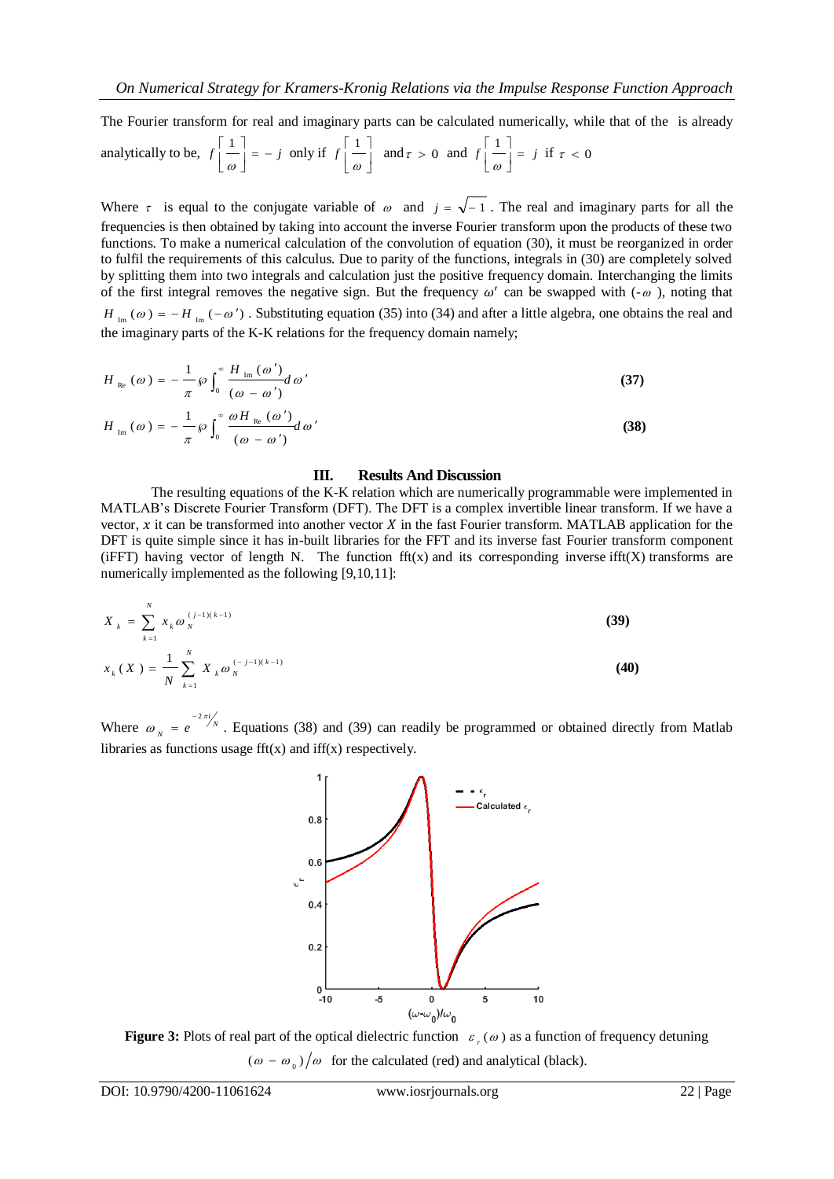The Fourier transform for real and imaginary parts can be calculated numerically, while that of the is already analytically to be, $f\left[\frac{1}{\omega}\right] = -j$ only if $f\left[\frac{1}{\omega}\right]$ and $\tau > 0$ and $f\left[\frac{1}{\omega}\right] = j$ if $\tau < 0$

Where $\tau$ is equal to the conjugate variable of $\omega$ and $j = \sqrt{-1}$. The real and imaginary parts for all the frequencies is then obtained by taking into account the inverse Fourier transform upon the products of these two functions. To make a numerical calculation of the convolution of equation (30), it must be reorganized in order to fulfil the requirements of this calculus. Due to parity of the functions, integrals in (30) are completely solved by splitting them into two integrals and calculation just the positive frequency domain. Interchanging the limits of the first integral removes the negative sign. But the frequency $\omega'$ can be swapped with ($-\omega$), noting that $H_{\text{Im}}(\omega) = -H_{\text{Im}}(-\omega')$. Substituting equation (35) into (34) and after a little algebra, one obtains the real and the imaginary parts of the K-K relations for the frequency domain namely;

$$H_{\text{Re}}(\omega) = -\frac{1}{\pi}\wp\int_0^{\infty}\frac{H_{\text{Im}}(\omega')}{(\omega-\omega')}d\omega' \quad \textbf{(37)}$$

$$H_{\text{Im}}(\omega) = -\frac{1}{\pi}\wp\int_0^{\infty}\frac{\omega H_{\text{Re}}(\omega')}{(\omega-\omega')}d\omega' \quad \textbf{(38)}$$

## III. Results And Discussion

The resulting equations of the K-K relation which are numerically programmable were implemented in MATLAB's Discrete Fourier Transform (DFT). The DFT is a complex invertible linear transform. If we have a vector, $x$ it can be transformed into another vector $X$ in the fast Fourier transform. MATLAB application for the DFT is quite simple since it has in-built libraries for the FFT and its inverse fast Fourier transform component (iFFT) having vector of length N. The function fft(x) and its corresponding inverse ifft(X) transforms are numerically implemented as the following [9,10,11]:

$$X_k = \sum_{k=1}^{N} x_k \omega_N^{(j-1)(k-1)} \quad \textbf{(39)}$$

$$x_k(X) = \frac{1}{N}\sum_{k=1}^{N} X_k \omega_N^{(-j-1)(k-1)} \quad \textbf{(40)}$$

Where $\omega_N = e^{-2\pi i/N}$. Equations (38) and (39) can readily be programmed or obtained directly from Matlab libraries as functions usage fft(x) and iff(x) respectively.

**Figure 3:** Plots of real part of the optical dielectric function $\varepsilon_r(\omega)$ as a function of frequency detuning $(\omega - \omega_0)/\omega$ for the calculated (red) and analytical (black).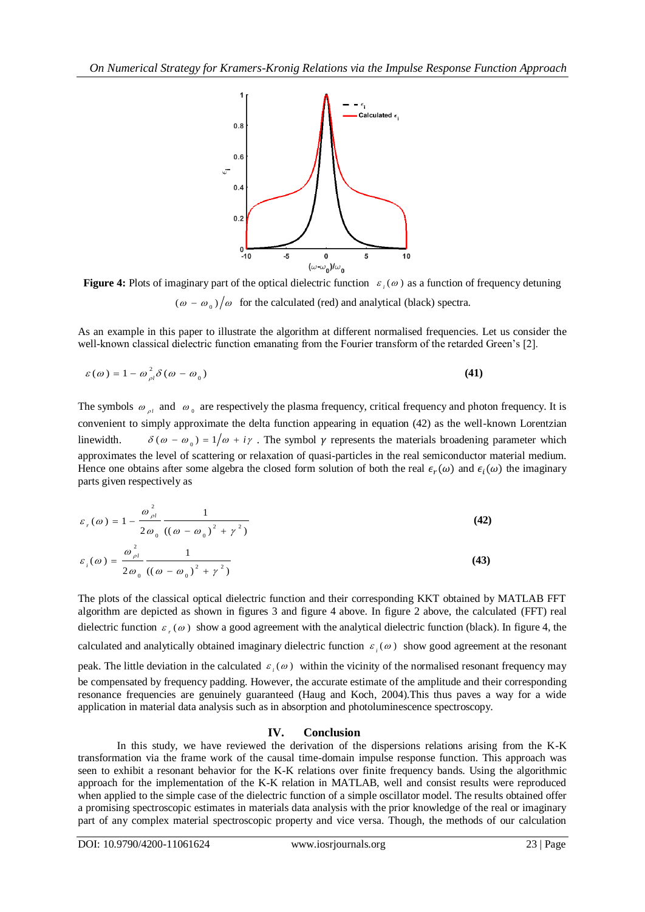**Figure 4:** Plots of imaginary part of the optical dielectric function $\varepsilon_i(\omega)$ as a function of frequency detuning $(\omega - \omega_0)/\omega$ for the calculated (red) and analytical (black) spectra.

As an example in this paper to illustrate the algorithm at different normalised frequencies. Let us consider the well-known classical dielectric function emanating from the Fourier transform of the retarded Green's [2].

$$\varepsilon(\omega) = 1 - \omega_{\rho l}^2 \delta(\omega - \omega_0) \tag{41}$$

The symbols $\omega_{\rho l}$ and $\omega_0$ are respectively the plasma frequency, critical frequency and photon frequency. It is convenient to simply approximate the delta function appearing in equation (42) as the well-known Lorentzian linewidth. $\delta(\omega - \omega_0) = 1/\omega + i\gamma$ . The symbol $\gamma$ represents the materials broadening parameter which approximates the level of scattering or relaxation of quasi-particles in the real semiconductor material medium. Hence one obtains after some algebra the closed form solution of both the real $\epsilon_r(\omega)$ and $\epsilon_i(\omega)$ the imaginary parts given respectively as

$$\varepsilon_r(\omega) = 1 - \frac{\omega_{\rho l}^2}{2\omega_0} \frac{1}{((\omega - \omega_0)^2 + \gamma^2)} \tag{42}$$

$$\varepsilon_i(\omega) = \frac{\omega_{\rho l}^2}{2\omega_0} \frac{1}{((\omega - \omega_0)^2 + \gamma^2)} \tag{43}$$

The plots of the classical optical dielectric function and their corresponding KKT obtained by MATLAB FFT algorithm are depicted as shown in figures 3 and figure 4 above. In figure 2 above, the calculated (FFT) real dielectric function $\varepsilon_r(\omega)$ show a good agreement with the analytical dielectric function (black). In figure 4, the calculated and analytically obtained imaginary dielectric function $\varepsilon_i(\omega)$ show good agreement at the resonant peak. The little deviation in the calculated $\varepsilon_i(\omega)$ within the vicinity of the normalised resonant frequency may be compensated by frequency padding. However, the accurate estimate of the amplitude and their corresponding resonance frequencies are genuinely guaranteed (Haug and Koch, 2004).This thus paves a way for a wide application in material data analysis such as in absorption and photoluminescence spectroscopy.

## IV. Conclusion

In this study, we have reviewed the derivation of the dispersions relations arising from the K-K transformation via the frame work of the causal time-domain impulse response function. This approach was seen to exhibit a resonant behavior for the K-K relations over finite frequency bands. Using the algorithmic approach for the implementation of the K-K relation in MATLAB, well and consist results were reproduced when applied to the simple case of the dielectric function of a simple oscillator model. The results obtained offer a promising spectroscopic estimates in materials data analysis with the prior knowledge of the real or imaginary part of any complex material spectroscopic property and vice versa. Though, the methods of our calculation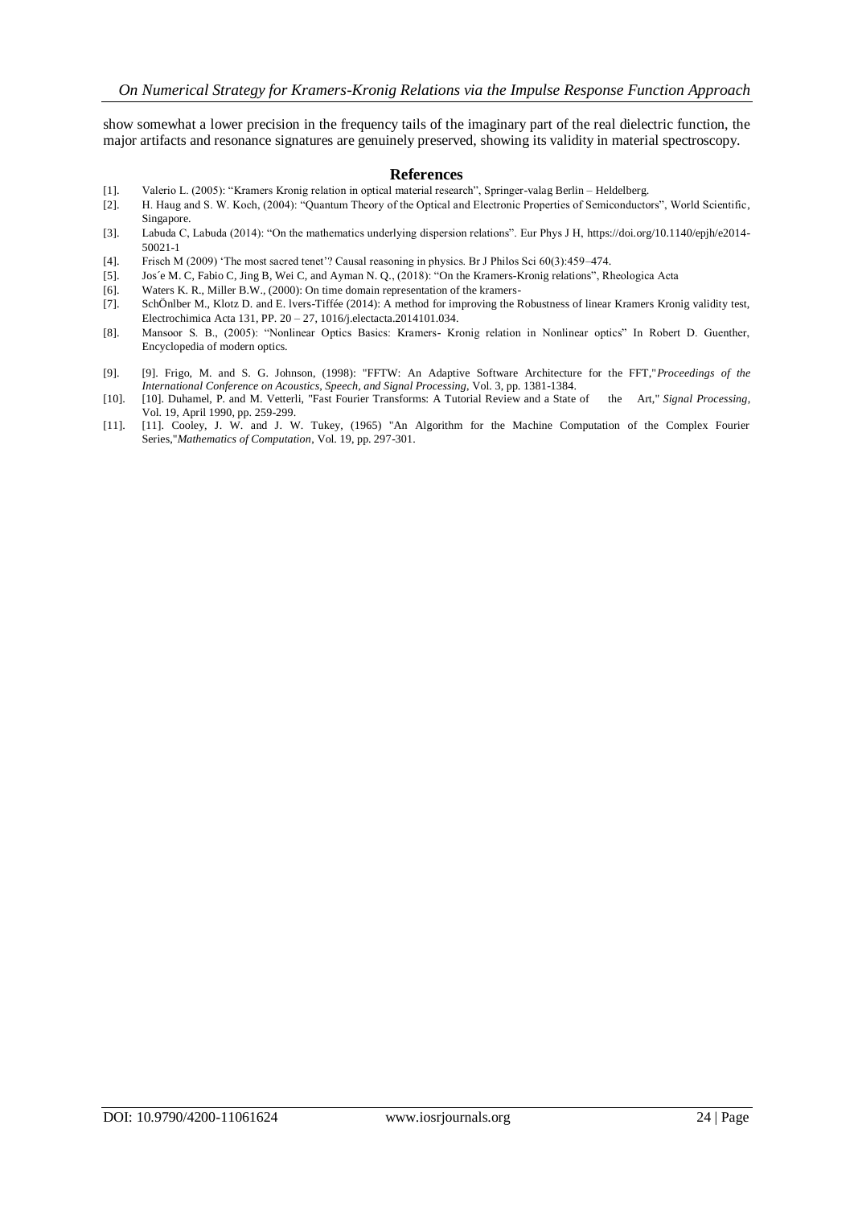show somewhat a lower precision in the frequency tails of the imaginary part of the real dielectric function, the major artifacts and resonance signatures are genuinely preserved, showing its validity in material spectroscopy.

## References

[1]. Valerio L. (2005): "Kramers Kronig relation in optical material research", Springer-valag Berlin – Heldelberg.

[2]. H. Haug and S. W. Koch, (2004): "Quantum Theory of the Optical and Electronic Properties of Semiconductors", World Scientific, Singapore.

[3]. Labuda C, Labuda (2014): "On the mathematics underlying dispersion relations". Eur Phys J H, https://doi.org/10.1140/epjh/e2014-50021-1

[4]. Frisch M (2009) 'The most sacred tenet'? Causal reasoning in physics. Br J Philos Sci 60(3):459–474.

[5]. Jos´e M. C, Fabio C, Jing B, Wei C, and Ayman N. Q., (2018): "On the Kramers-Kronig relations", Rheologica Acta

[6]. Waters K. R., Miller B.W., (2000): On time domain representation of the kramers-

[7]. SchÖnlber M., Klotz D. and E. lvers-Tiffée (2014): A method for improving the Robustness of linear Kramers Kronig validity test, Electrochimica Acta 131, PP. 20 – 27, 1016/j.electacta.2014101.034.

[8]. Mansoor S. B., (2005): "Nonlinear Optics Basics: Kramers- Kronig relation in Nonlinear optics" In Robert D. Guenther, Encyclopedia of modern optics.

[9]. [9]. Frigo, M. and S. G. Johnson, (1998): "FFTW: An Adaptive Software Architecture for the FFT,"*Proceedings of the International Conference on Acoustics, Speech, and Signal Processing*, Vol. 3, pp. 1381-1384.

[10]. [10]. Duhamel, P. and M. Vetterli, "Fast Fourier Transforms: A Tutorial Review and a State of the Art," *Signal Processing*, Vol. 19, April 1990, pp. 259-299.

[11]. [11]. Cooley, J. W. and J. W. Tukey, (1965) "An Algorithm for the Machine Computation of the Complex Fourier Series,"*Mathematics of Computation*, Vol. 19, pp. 297-301.